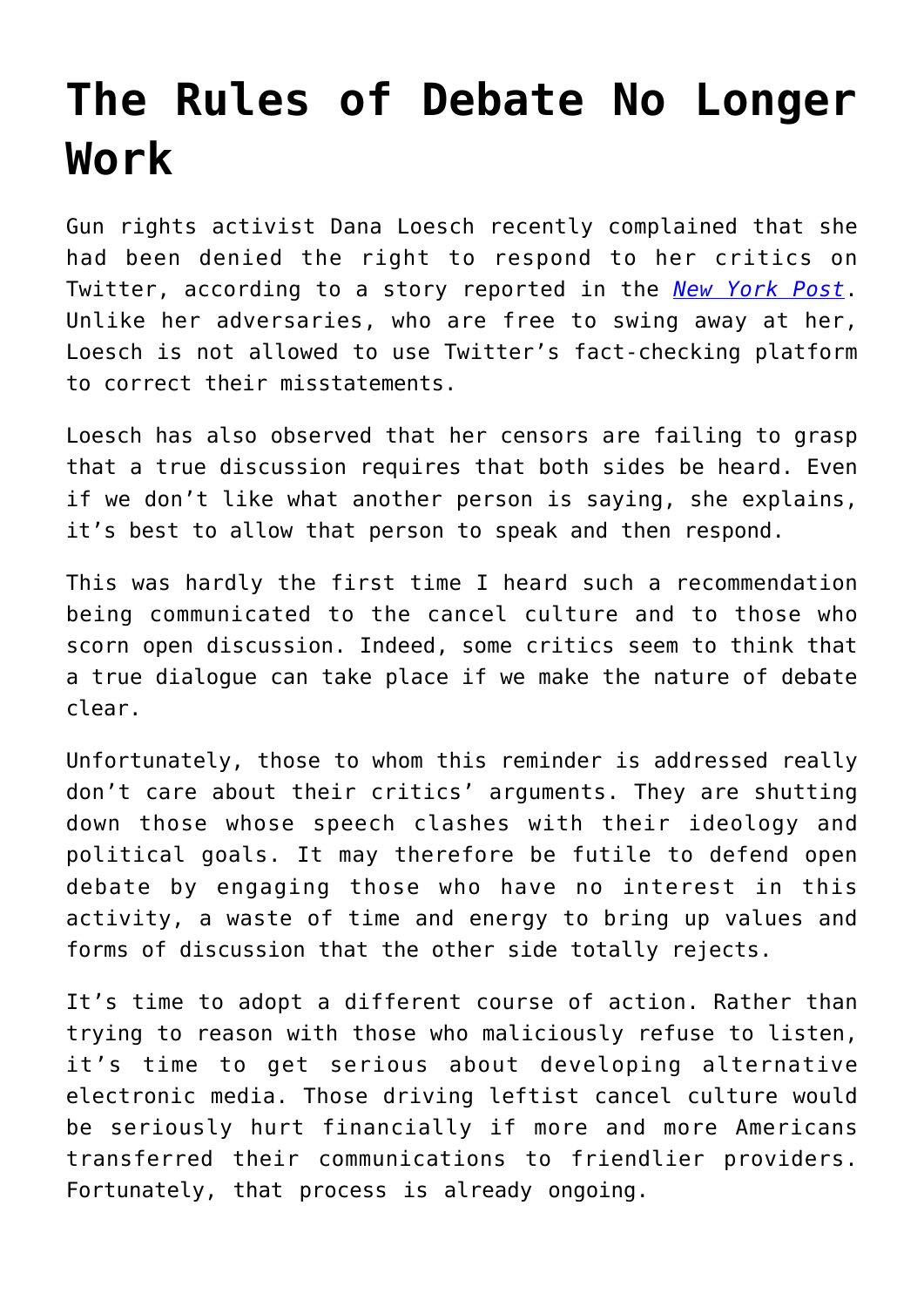# The Rules of Debate No Longer Work

Gun rights activist Dana Loesch recently complained that she had been denied the right to respond to her critics on Twitter, according to a story reported in the *New York Post*. Unlike her adversaries, who are free to swing away at her, Loesch is not allowed to use Twitter's fact-checking platform to correct their misstatements.

Loesch has also observed that her censors are failing to grasp that a true discussion requires that both sides be heard. Even if we don't like what another person is saying, she explains, it's best to allow that person to speak and then respond.

This was hardly the first time I heard such a recommendation being communicated to the cancel culture and to those who scorn open discussion. Indeed, some critics seem to think that a true dialogue can take place if we make the nature of debate clear.

Unfortunately, those to whom this reminder is addressed really don't care about their critics' arguments. They are shutting down those whose speech clashes with their ideology and political goals. It may therefore be futile to defend open debate by engaging those who have no interest in this activity, a waste of time and energy to bring up values and forms of discussion that the other side totally rejects.

It's time to adopt a different course of action. Rather than trying to reason with those who maliciously refuse to listen, it's time to get serious about developing alternative electronic media. Those driving leftist cancel culture would be seriously hurt financially if more and more Americans transferred their communications to friendlier providers. Fortunately, that process is already ongoing.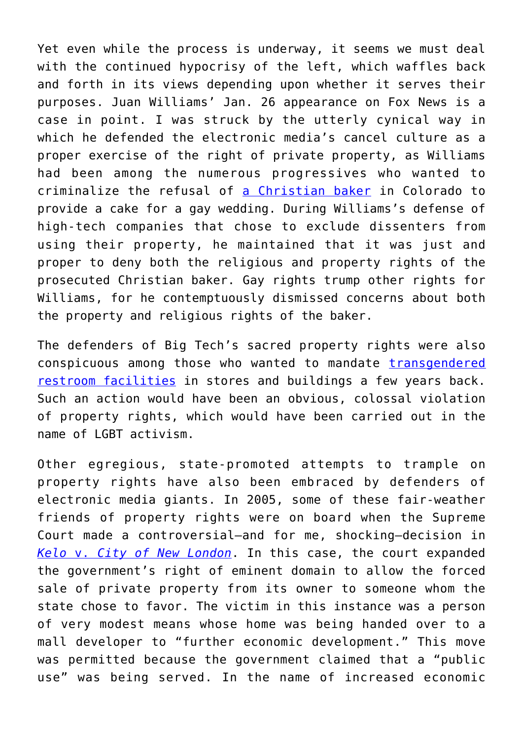Yet even while the process is underway, it seems we must deal with the continued hypocrisy of the left, which waffles back and forth in its views depending upon whether it serves their purposes. Juan Williams' Jan. 26 appearance on Fox News is a case in point. I was struck by the utterly cynical way in which he defended the electronic media's cancel culture as a proper exercise of the right of private property, as Williams had been among the numerous progressives who wanted to criminalize the refusal of [a Christian baker]() in Colorado to provide a cake for a gay wedding. During Williams's defense of high-tech companies that chose to exclude dissenters from using their property, he maintained that it was just and proper to deny both the religious and property rights of the prosecuted Christian baker. Gay rights trump other rights for Williams, for he contemptuously dismissed concerns about both the property and religious rights of the baker.

The defenders of Big Tech's sacred property rights were also conspicuous among those who wanted to mandate [transgendered restroom facilities]() in stores and buildings a few years back. Such an action would have been an obvious, colossal violation of property rights, which would have been carried out in the name of LGBT activism.

Other egregious, state-promoted attempts to trample on property rights have also been embraced by defenders of electronic media giants. In 2005, some of these fair-weather friends of property rights were on board when the Supreme Court made a controversial—and for me, shocking—decision in [*Kelo* v. *City of New London*](). In this case, the court expanded the government's right of eminent domain to allow the forced sale of private property from its owner to someone whom the state chose to favor. The victim in this instance was a person of very modest means whose home was being handed over to a mall developer to "further economic development." This move was permitted because the government claimed that a "public use" was being served. In the name of increased economic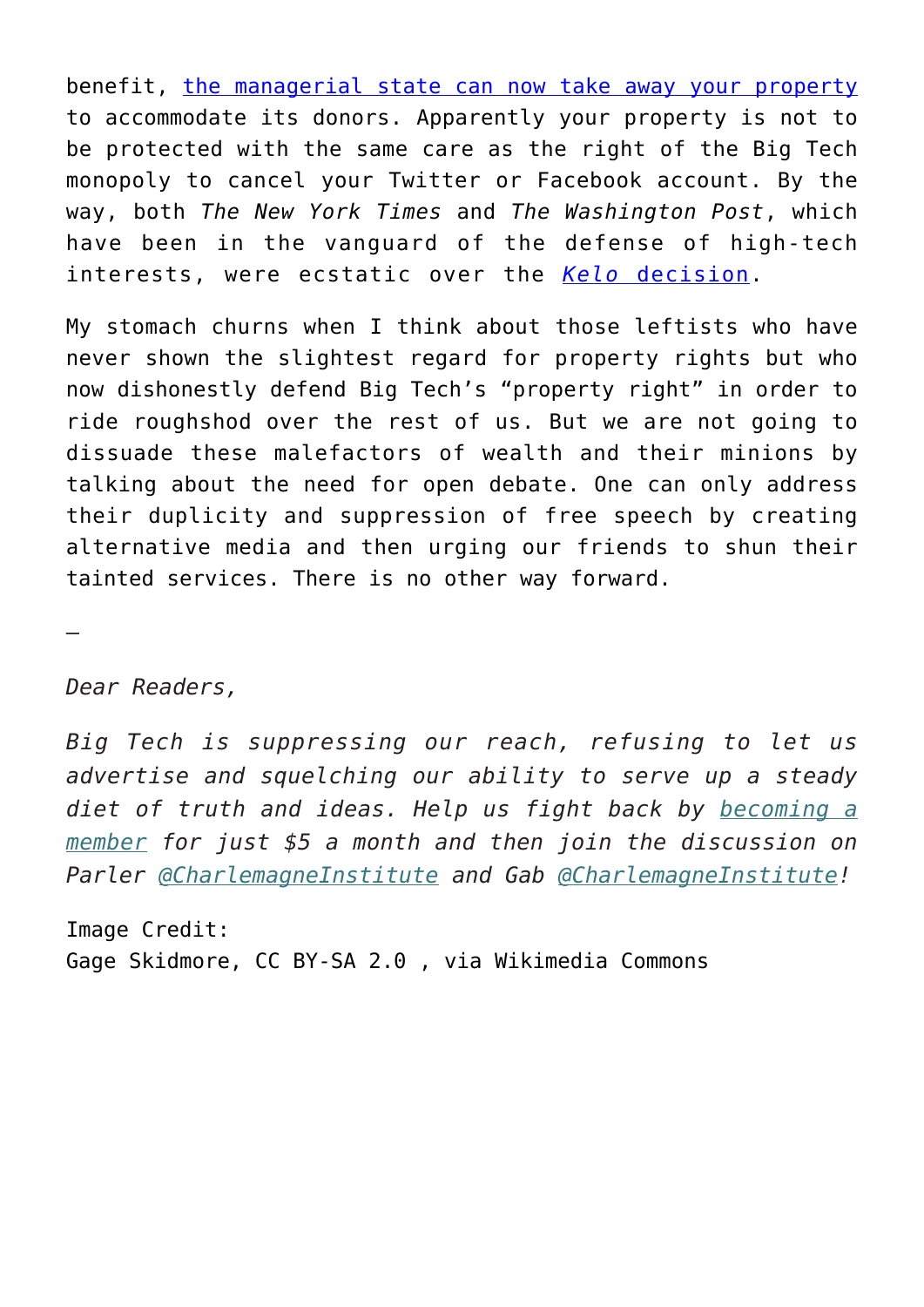benefit, the managerial state can now take away your property to accommodate its donors. Apparently your property is not to be protected with the same care as the right of the Big Tech monopoly to cancel your Twitter or Facebook account. By the way, both *The New York Times* and *The Washington Post*, which have been in the vanguard of the defense of high-tech interests, were ecstatic over the *Kelo* decision.

My stomach churns when I think about those leftists who have never shown the slightest regard for property rights but who now dishonestly defend Big Tech's "property right" in order to ride roughshod over the rest of us. But we are not going to dissuade these malefactors of wealth and their minions by talking about the need for open debate. One can only address their duplicity and suppression of free speech by creating alternative media and then urging our friends to shun their tainted services. There is no other way forward.

—

*Dear Readers,*

*Big Tech is suppressing our reach, refusing to let us advertise and squelching our ability to serve up a steady diet of truth and ideas. Help us fight back by becoming a member for just $5 a month and then join the discussion on Parler @CharlemagneInstitute and Gab @CharlemagneInstitute!*

Image Credit:
Gage Skidmore, CC BY-SA 2.0 , via Wikimedia Commons